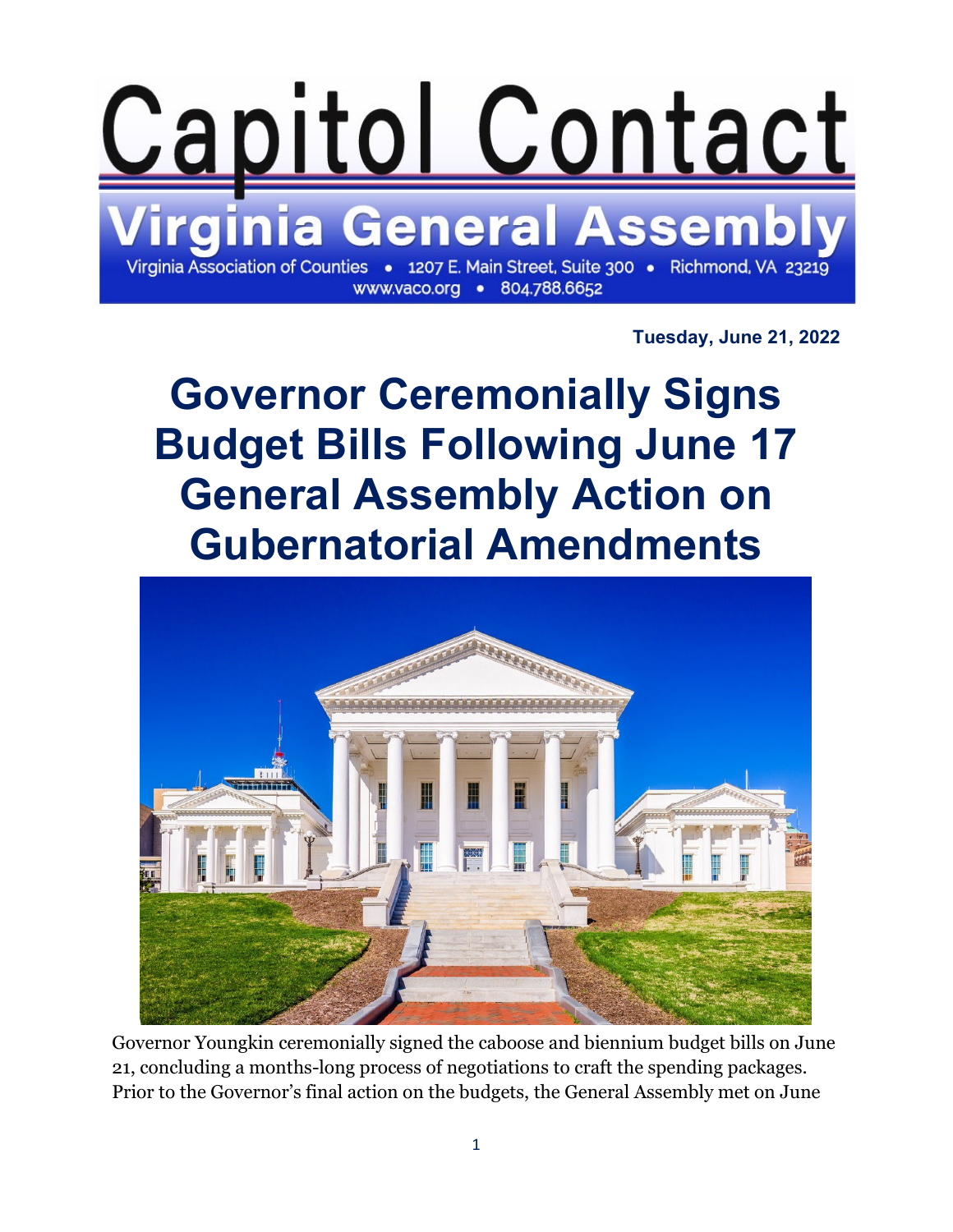# Capitol Contact

## Virginia General Assembly

Virginia Association of Counties • 1207 E. Main Street, Suite 300 • Richmond, VA 23219
www.vaco.org • 804.788.6652

**Tuesday, June 21, 2022**

# Governor Ceremonially Signs Budget Bills Following June 17 General Assembly Action on Gubernatorial Amendments

Governor Youngkin ceremonially signed the caboose and biennium budget bills on June 21, concluding a months-long process of negotiations to craft the spending packages. Prior to the Governor's final action on the budgets, the General Assembly met on June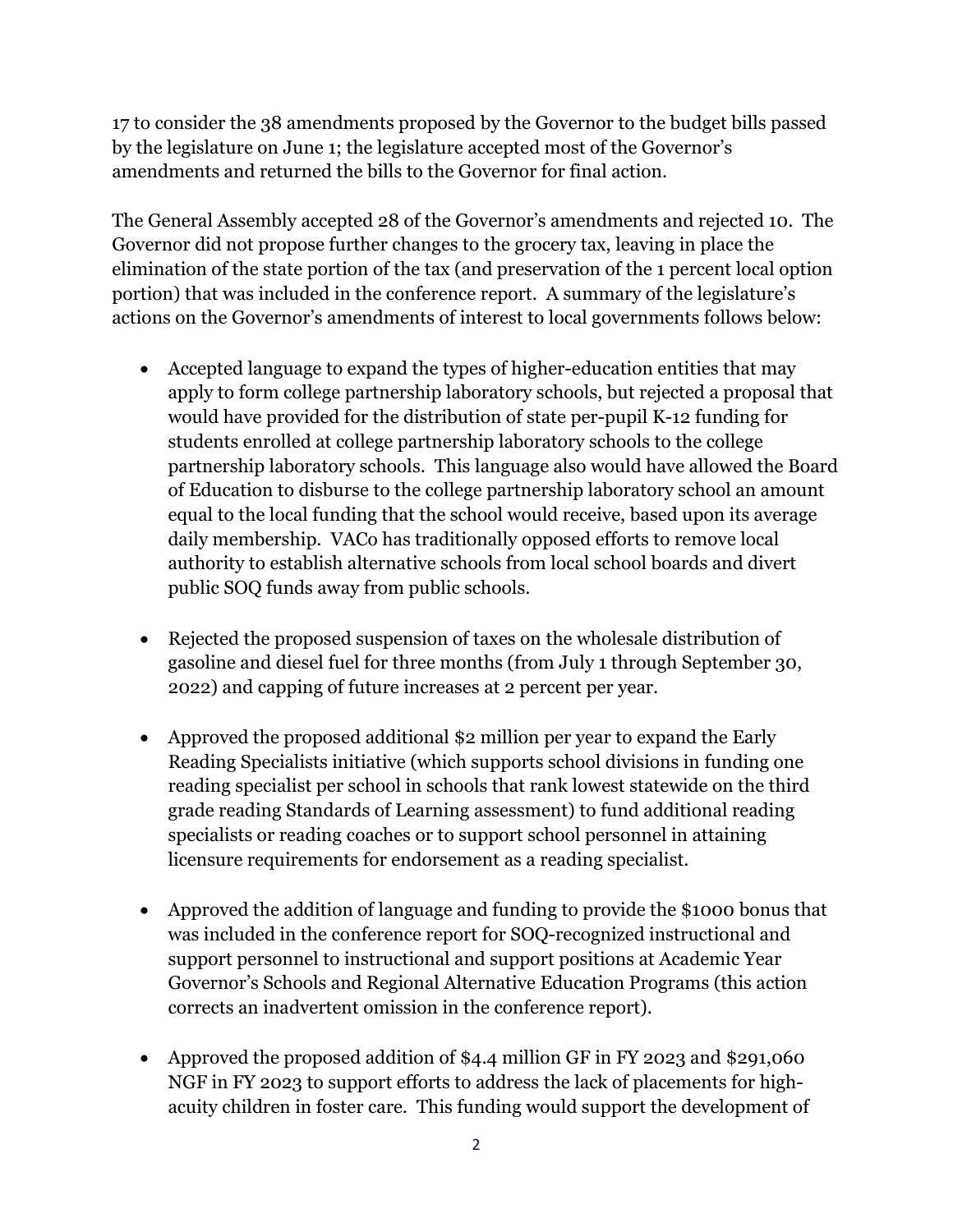17 to consider the 38 amendments proposed by the Governor to the budget bills passed by the legislature on June 1; the legislature accepted most of the Governor's amendments and returned the bills to the Governor for final action.

The General Assembly accepted 28 of the Governor's amendments and rejected 10. The Governor did not propose further changes to the grocery tax, leaving in place the elimination of the state portion of the tax (and preservation of the 1 percent local option portion) that was included in the conference report. A summary of the legislature's actions on the Governor's amendments of interest to local governments follows below:

- Accepted language to expand the types of higher-education entities that may apply to form college partnership laboratory schools, but rejected a proposal that would have provided for the distribution of state per-pupil K-12 funding for students enrolled at college partnership laboratory schools to the college partnership laboratory schools. This language also would have allowed the Board of Education to disburse to the college partnership laboratory school an amount equal to the local funding that the school would receive, based upon its average daily membership. VACo has traditionally opposed efforts to remove local authority to establish alternative schools from local school boards and divert public SOQ funds away from public schools.

- Rejected the proposed suspension of taxes on the wholesale distribution of gasoline and diesel fuel for three months (from July 1 through September 30, 2022) and capping of future increases at 2 percent per year.

- Approved the proposed additional $2 million per year to expand the Early Reading Specialists initiative (which supports school divisions in funding one reading specialist per school in schools that rank lowest statewide on the third grade reading Standards of Learning assessment) to fund additional reading specialists or reading coaches or to support school personnel in attaining licensure requirements for endorsement as a reading specialist.

- Approved the addition of language and funding to provide the $1000 bonus that was included in the conference report for SOQ-recognized instructional and support personnel to instructional and support positions at Academic Year Governor's Schools and Regional Alternative Education Programs (this action corrects an inadvertent omission in the conference report).

- Approved the proposed addition of $4.4 million GF in FY 2023 and $291,060 NGF in FY 2023 to support efforts to address the lack of placements for high-acuity children in foster care. This funding would support the development of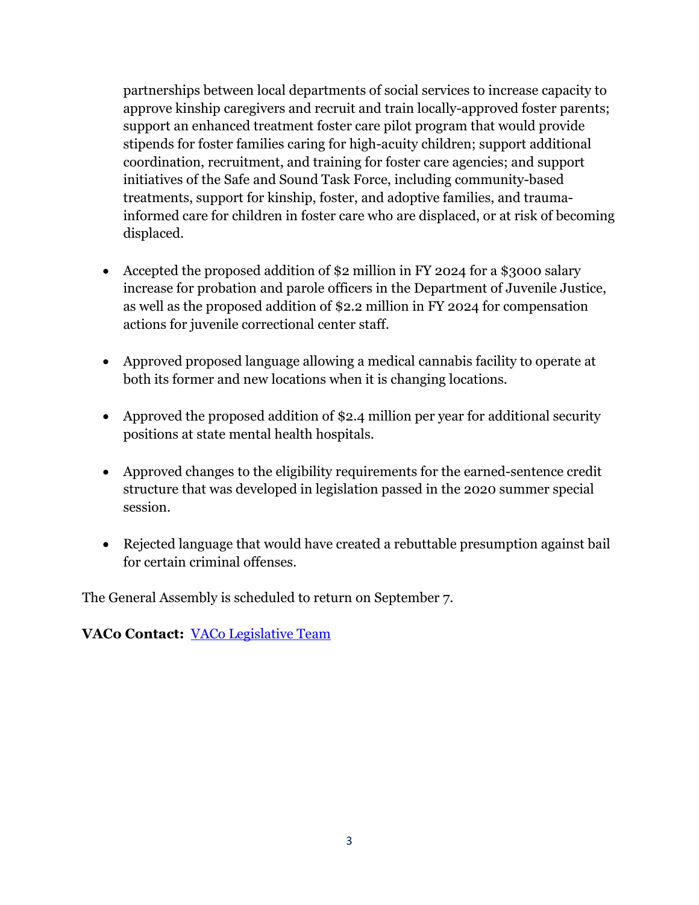partnerships between local departments of social services to increase capacity to approve kinship caregivers and recruit and train locally-approved foster parents; support an enhanced treatment foster care pilot program that would provide stipends for foster families caring for high-acuity children; support additional coordination, recruitment, and training for foster care agencies; and support initiatives of the Safe and Sound Task Force, including community-based treatments, support for kinship, foster, and adoptive families, and trauma-informed care for children in foster care who are displaced, or at risk of becoming displaced.

- Accepted the proposed addition of $2 million in FY 2024 for a $3000 salary increase for probation and parole officers in the Department of Juvenile Justice, as well as the proposed addition of $2.2 million in FY 2024 for compensation actions for juvenile correctional center staff.

- Approved proposed language allowing a medical cannabis facility to operate at both its former and new locations when it is changing locations.

- Approved the proposed addition of $2.4 million per year for additional security positions at state mental health hospitals.

- Approved changes to the eligibility requirements for the earned-sentence credit structure that was developed in legislation passed in the 2020 summer special session.

- Rejected language that would have created a rebuttable presumption against bail for certain criminal offenses.

The General Assembly is scheduled to return on September 7.

**VACo Contact:** VACo Legislative Team